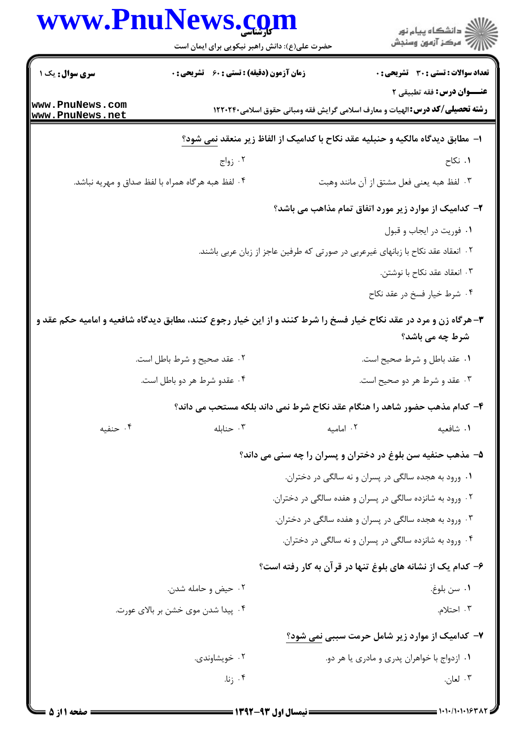**سری سوال:** یک ۱ | **زمان آزمون (دقیقه) : تستی : ۶۰ تشریحی : ۰** | **تعداد سوالات : تستی : ۳۰ تشریحی : ۰**

**عنـــوان درس:** فقه تطبیقی ۲

**رشته تحصیلی/کد درس:** الهیات و معارف اسلامی گرایش فقه ومبانی حقوق اسلامی۱۲۲۰۲۴۰

**۱- مطابق دیدگاه مالکیه و حنبلیه عقد نکاح با کدامیک از الفاظ زیر منعقد نمی شود؟**

۱. نکاح
۲. زواج
۳. لفظ هبه یعنی فعل مشتق از آن مانند وهبت
۴. لفظ هبه هرگاه همراه با لفظ صداق و مهریه نباشد.

**۲- کدامیک از موارد زیر مورد اتفاق تمام مذاهب می باشد؟**

۱. فوریت در ایجاب و قبول
۲. انعقاد عقد نکاح با زبانهای غیرعربی در صورتی که طرفین عاجز از زبان عربی باشند.
۳. انعقاد عقد نکاح با نوشتن.
۴. شرط خیار فسخ در عقد نکاح

**۳- هرگاه زن و مرد در عقد نکاح خیار فسخ را شرط کنند و از این خیار رجوع کنند، مطابق دیدگاه شافعیه و امامیه حکم عقد و شرط چه می باشد؟**

۱. عقد باطل و شرط صحیح است.
۲. عقد صحیح و شرط باطل است.
۳. عقد و شرط هر دو صحیح است.
۴. عقدو شرط هر دو باطل است.

**۴- کدام مذهب حضور شاهد را هنگام عقد نکاح شرط نمی داند بلکه مستحب می داند؟**

۱. شافعیه
۲. امامیه
۳. حنابله
۴. حنفیه

**۵- مذهب حنفیه سن بلوغ در دختران و پسران را چه سنی می داند؟**

۱. ورود به هجده سالگی در پسران و نه سالگی در دختران.
۲. ورود به شانزده سالگی در پسران و هفده سالگی در دختران.
۳. ورود به هجده سالگی در پسران و هفده سالگی در دختران.
۴. ورود به شانزده سالگی در پسران و نه سالگی در دختران.

**۶- کدام یک از نشانه های بلوغ تنها در قرآن به کار رفته است؟**

۱. سن بلوغ.
۲. حیض و حامله شدن.
۳. احتلام.
۴. پیدا شدن موی خشن بر بالای عورت.

**۷- کدامیک از موارد زیر شامل حرمت سببی نمی شود؟**

۱. ازدواج با خواهران پدری و مادری یا هر دو.
۲. خویشاوندی.
۳. لعان.
۴. زنا.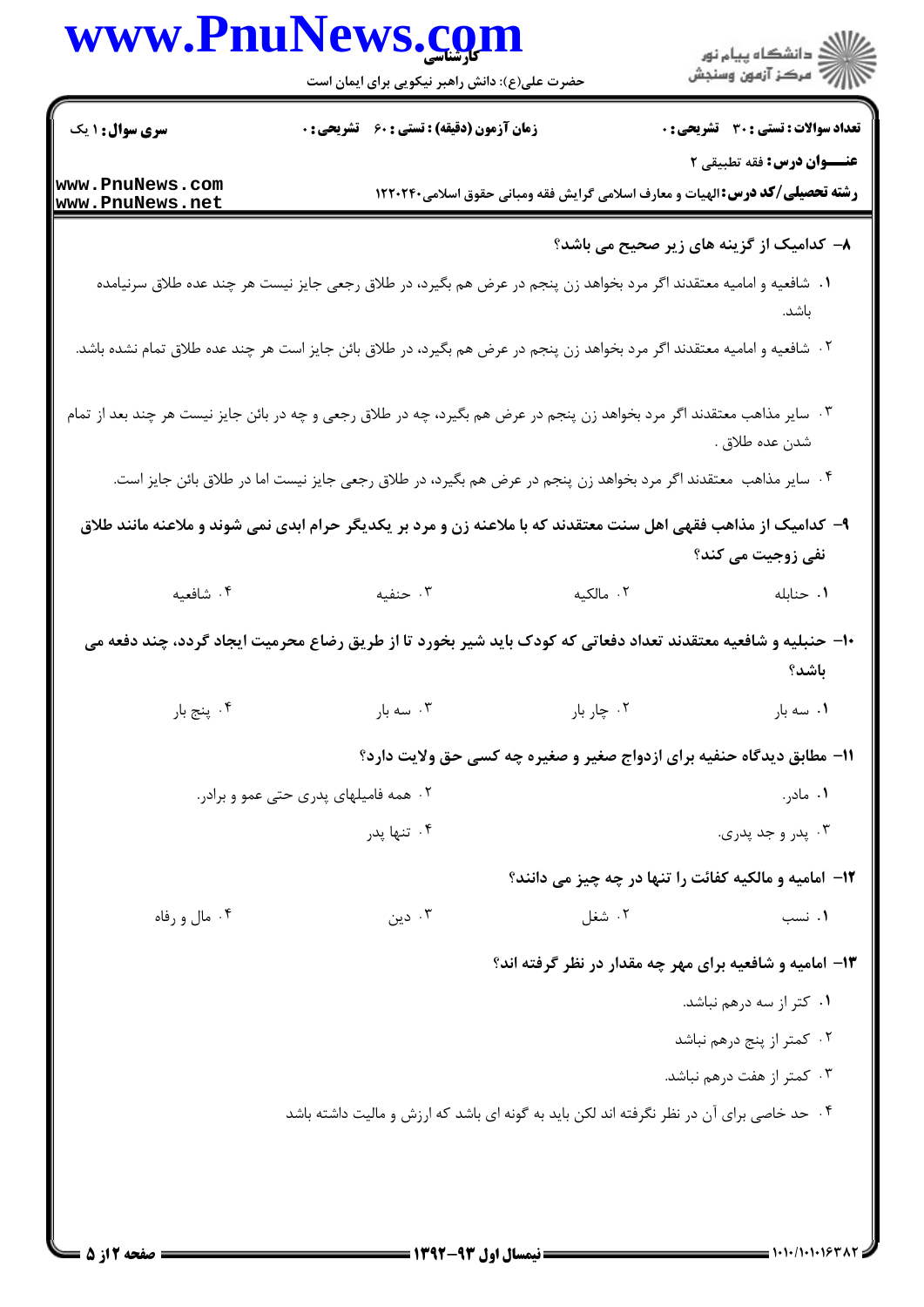**تعداد سوالات : تستی : ۳۰ تشریحی : ۰** | **زمان آزمون (دقیقه) : تستی : ۶۰ تشریحی : ۰** | **سری سوال : ۱ یک**

**عنـــوان درس:** فقه تطبیقی ۲

**رشته تحصیلی/کد درس:** الهیات و معارف اسلامی گرایش فقه ومبانی حقوق اسلامی۱۲۲۰۲۴۰

**۸- کدامیک از گزینه های زیر صحیح می باشد؟**

۱. شافعیه و امامیه معتقدند اگر مرد بخواهد زن پنجم در عرض هم بگیرد، در طلاق رجعی جایز نیست هر چند عده طلاق سرنیامده باشد.

۲. شافعیه و امامیه معتقدند اگر مرد بخواهد زن پنجم در عرض هم بگیرد، در طلاق بائن جایز است هر چند عده طلاق تمام نشده باشد.

۳. سایر مذاهب معتقدند اگر مرد بخواهد زن پنجم در عرض هم بگیرد، چه در طلاق رجعی و چه در بائن جایز نیست هر چند بعد از تمام شدن عده طلاق .

۴. سایر مذاهب معتقدند اگر مرد بخواهد زن پنجم در عرض هم بگیرد، در طلاق رجعی جایز نیست اما در طلاق بائن جایز است.

**۹- کدامیک از مذاهب فقهی اهل سنت معتقدند که با ملاعنه زن و مرد بر یکدیگر حرام ابدی نمی شوند و ملاعنه مانند طلاق نفی زوجیت می کند؟**

۱. حنابله    ۲. مالکیه    ۳. حنفیه    ۴. شافعیه

**۱۰- حنبلیه و شافعیه معتقدند تعداد دفعاتی که کودک باید شیر بخورد تا از طریق رضاع محرمیت ایجاد گردد، چند دفعه می باشد؟**

۱. سه بار    ۲. چار بار    ۳. سه بار    ۴. پنج بار

**۱۱- مطابق دیدگاه حنفیه برای ازدواج صغیر و صغیره چه کسی حق ولایت دارد؟**

۱. مادر.

۲. همه فامیلهای پدری حتی عمو و برادر.

۳. پدر و جد پدری.

۴. تنها پدر

**۱۲- امامیه و مالکیه کفائت را تنها در چه چیز می دانند؟**

۱. نسب    ۲. شغل    ۳. دین    ۴. مال و رفاه

**۱۳- امامیه و شافعیه برای مهر چه مقدار در نظر گرفته اند؟**

۱. کتر از سه درهم نباشد.

۲. کمتر از پنج درهم نباشد

۳. کمتر از هفت درهم نباشد.

۴. حد خاصی برای آن در نظر نگرفته اند لکن باید به گونه ای باشد که ارزش و مالیت داشته باشد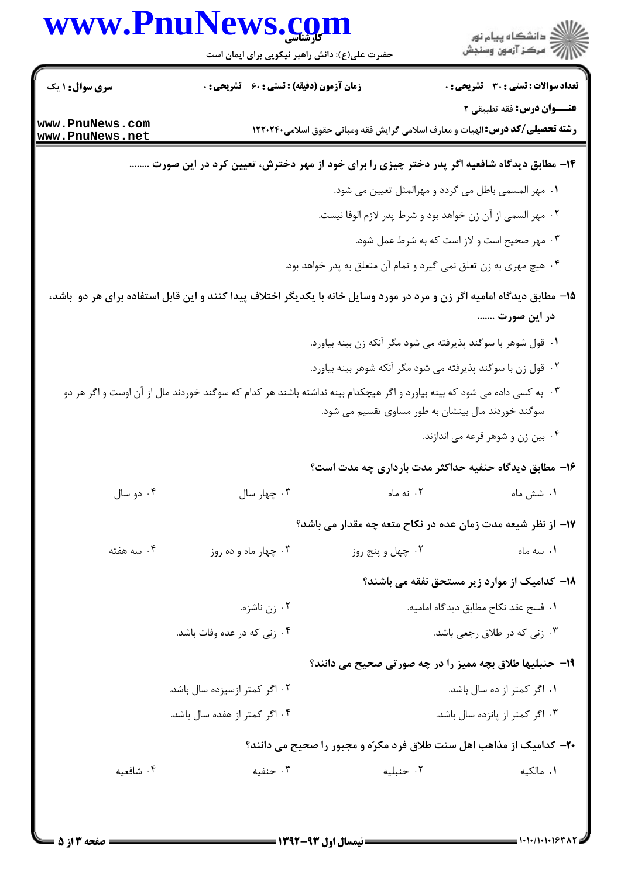۱۴- مطابق دیدگاه شافعیه اگر پدر دختر چیزی را برای خود از مهر دخترش، تعیین کرد در این صورت ........

۱. مهر المسمی باطل می گردد و مهرالمثل تعیین می شود.

۲. مهر السمی از آن زن خواهد بود و شرط پدر لازم الوفا نیست.

۳. مهر صحیح است و لاز است که به شرط عمل شود.

۴. هیچ مهری به زن تعلق نمی گیرد و تمام آن متعلق به پدر خواهد بود.

۱۵- مطابق دیدگاه امامیه اگر زن و مرد در مورد وسایل خانه با یکدیگر اختلاف پیدا کنند و این قابل استفاده برای هر دو باشد، در این صورت .......

۱. قول شوهر با سوگند پذیرفته می شود مگر آنکه زن بینه بیاورد.

۲. قول زن با سوگند پذیرفته می شود مگر آنکه شوهر بینه بیاورد.

۳. به کسی داده می شود که بینه بیاورد و اگر هیچکدام بینه نداشته باشند هر کدام که سوگند خوردند مال از آن اوست و اگر هر دو سوگند خوردند مال بینشان به طور مساوی تقسیم می شود.

۴. بین زن و شوهر قرعه می اندازند.

۱۶- مطابق دیدگاه حنفیه حداکثر مدت بارداری چه مدت است؟

۱. شش ماه
۲. نه ماه
۳. چهار سال
۴. دو سال

۱۷- از نظر شیعه مدت زمان عده در نکاح متعه چه مقدار می باشد؟

۱. سه ماه
۲. چهل و پنج روز
۳. چهار ماه و ده روز
۴. سه هفته

۱۸- کدامیک از موارد زیر مستحق نفقه می باشند؟

۱. فسخ عقد نکاح مطابق دیدگاه امامیه.
۲. زن ناشزه.
۳. زنی که در طلاق رجعی باشد.
۴. زنی که در عده وفات باشد.

۱۹- حنبلیها طلاق بچه ممیز را در چه صورتی صحیح می دانند؟

۱. اگر کمتر از ده سال باشد.
۲. اگر کمتر ازسیزده سال باشد.
۳. اگر کمتر از پانزده سال باشد.
۴. اگر کمتر از هفده سال باشد.

۲۰- کدامیک از مذاهب اهل سنت طلاق فرد مکرَه و مجبور را صحیح می دانند؟

۱. مالکیه
۲. حنبلیه
۳. حنفیه
۴. شافعیه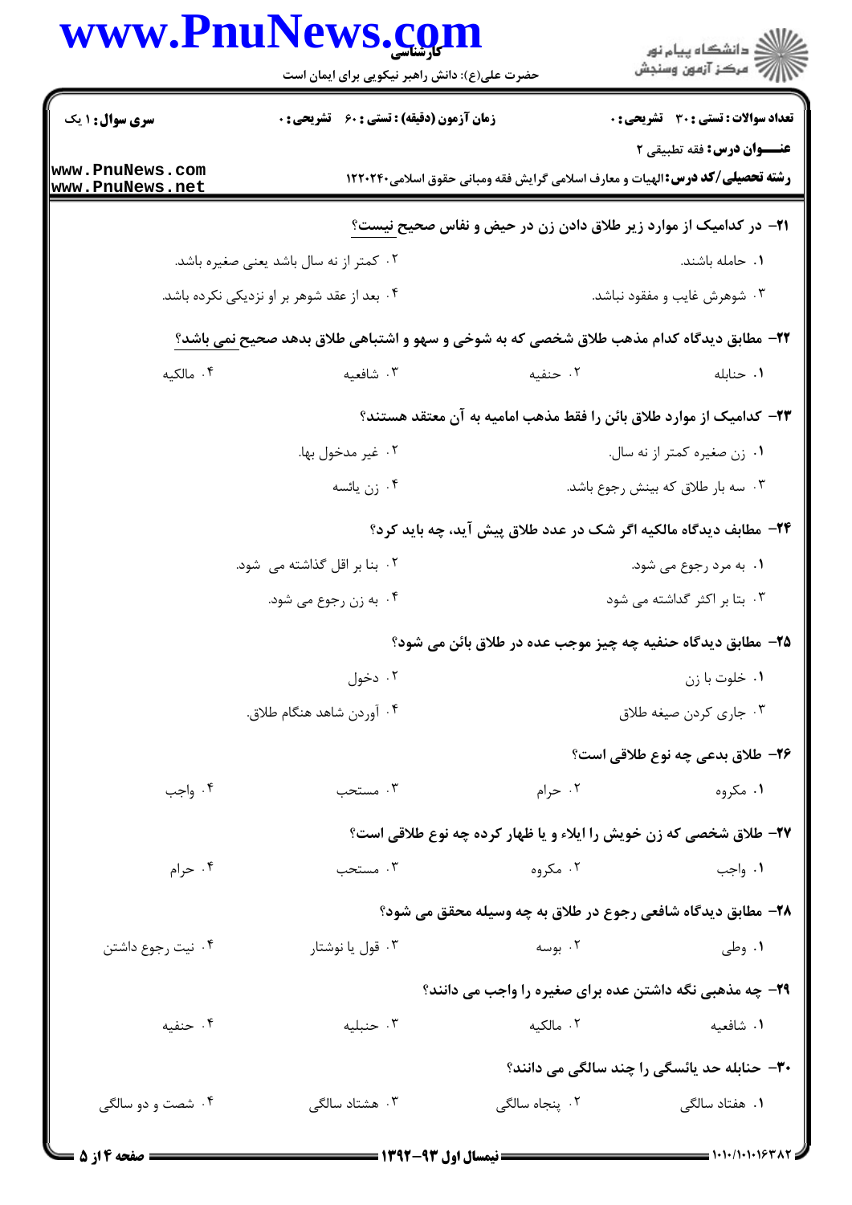**سری سوال:** ۱ یک

**زمان آزمون (دقیقه) : تستی : ۶۰ تشریحی : ۰**

**تعداد سوالات : تستی : ۳۰ تشریحی : ۰**

**عنـــوان درس:** فقه تطبیقی ۲

**رشته تحصیلی/کد درس:** الهیات و معارف اسلامی گرایش فقه ومبانی حقوق اسلامی۱۲۲۰۲۴۰

**۲۱- در کدامیک از موارد زیر طلاق دادن زن در حیض و نفاس صحیح نیست؟**

۱. حامله باشند.

۲. کمتر از نه سال باشد یعنی صغیره باشد.

۳. شوهرش غایب و مفقود نباشد.

۴. بعد از عقد شوهر بر او نزدیکی نکرده باشد.

**۲۲- مطابق دیدگاه کدام مذهب طلاق شخصی که به شوخی و سهو و اشتباهی طلاق بدهد صحیح نمی باشد؟**

۱. حنابله

۲. حنفیه

۳. شافعیه

۴. مالکیه

**۲۳- کدامیک از موارد طلاق بائن را فقط مذهب امامیه به آن معتقد هستند؟**

۱. زن صغیره کمتر از نه سال.

۲. غیر مدخول بها.

۳. سه بار طلاق که بینش رجوع باشد.

۴. زن یائسه

**۲۴- مطابق دیدگاه مالکیه اگر شک در عدد طلاق پیش آید، چه باید کرد؟**

۱. به مرد رجوع می شود.

۲. بنا بر اقل گذاشته می شود.

۳. بنا بر اکثر گذاشته می شود

۴. به زن رجوع می شود.

**۲۵- مطابق دیدگاه حنفیه چه چیز موجب عده در طلاق بائن می شود؟**

۱. خلوت با زن

۲. دخول

۳. جاری کردن صیغه طلاق

۴. آوردن شاهد هنگام طلاق.

**۲۶- طلاق بدعی چه نوع طلاقی است؟**

۱. مکروه

۲. حرام

۳. مستحب

۴. واجب

**۲۷- طلاق شخصی که زن خویش را ایلاء و یا ظهار کرده چه نوع طلاقی است؟**

۱. واجب

۲. مکروه

۳. مستحب

۴. حرام

**۲۸- مطابق دیدگاه شافعی رجوع در طلاق به چه وسیله محقق می شود؟**

۱. وطی

۲. بوسه

۳. قول یا نوشتار

۴. نیت رجوع داشتن

**۲۹- چه مذهبی نگه داشتن عده برای صغیره را واجب می دانند؟**

۱. شافعیه

۲. مالکیه

۳. حنبلیه

۴. حنفیه

**۳۰- حنابله حد یائسگی را چند سالگی می دانند؟**

۱. هفتاد سالگی

۲. پنجاه سالگی

۳. هشتاد سالگی

۴. شصت و دو سالگی